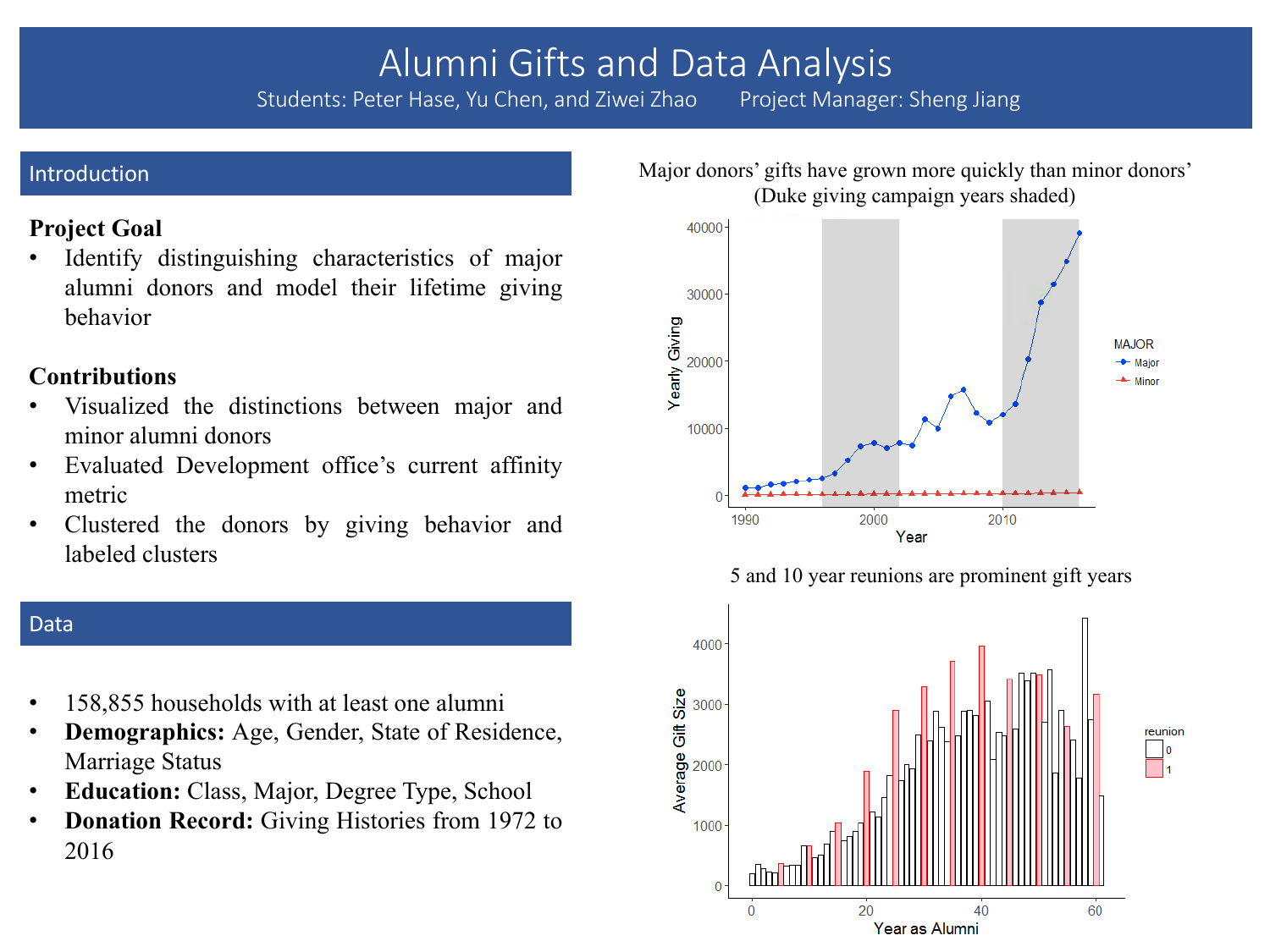# Alumni Gifts and Data Analysis

Students: Peter Hase, Yu Chen, and Ziwei Zhao    Project Manager: Sheng Jiang

## Introduction

**Project Goal**

- Identify distinguishing characteristics of major alumni donors and model their lifetime giving behavior

**Contributions**

- Visualized the distinctions between major and minor alumni donors
- Evaluated Development office's current affinity metric
- Clustered the donors by giving behavior and labeled clusters

## Data

- 158,855 households with at least one alumni
- **Demographics:** Age, Gender, State of Residence, Marriage Status
- **Education:** Class, Major, Degree Type, School
- **Donation Record:** Giving Histories from 1972 to 2016

Major donors' gifts have grown more quickly than minor donors' (Duke giving campaign years shaded)

5 and 10 year reunions are prominent gift years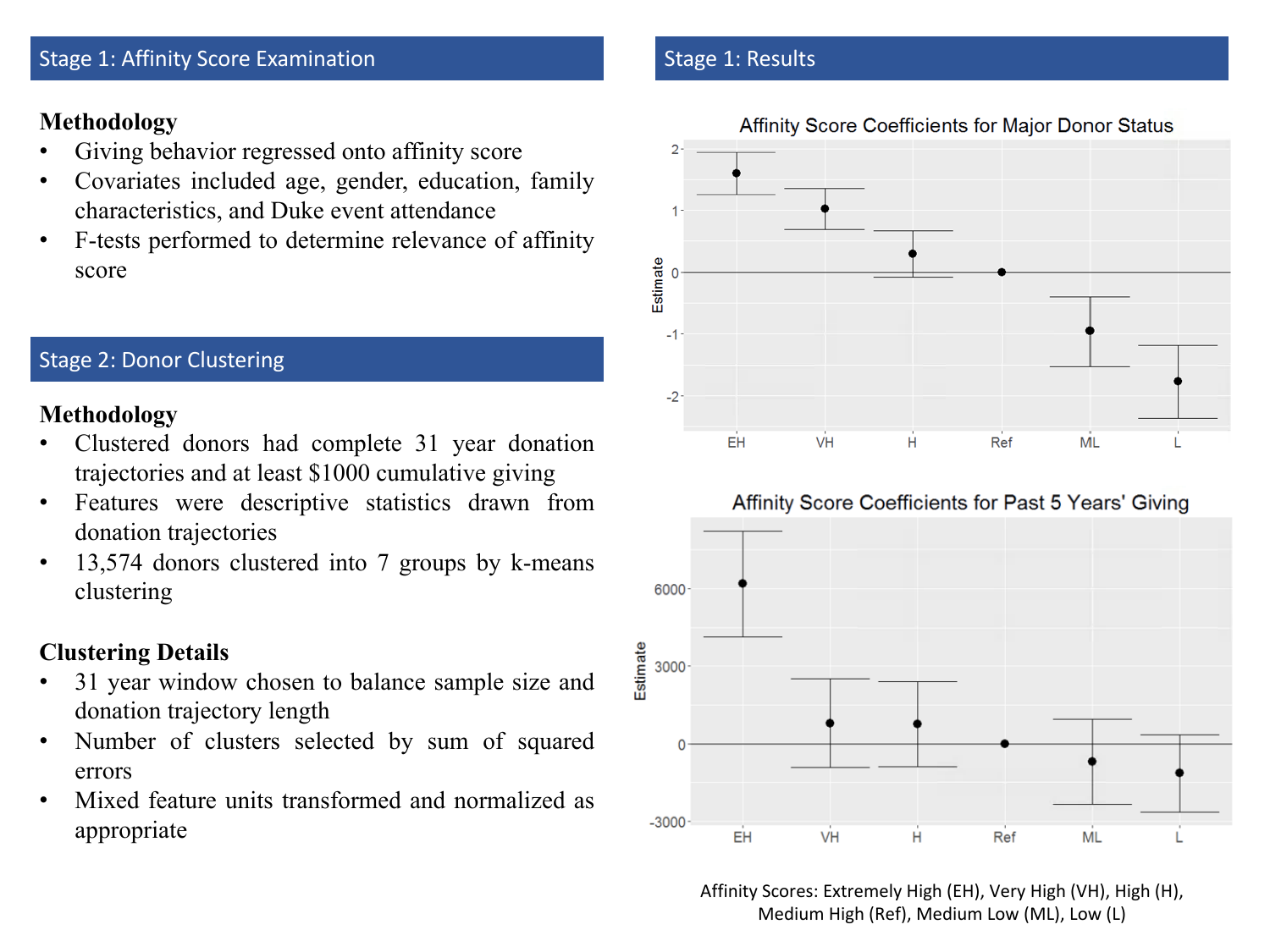## Stage 1: Affinity Score Examination

### Methodology

- Giving behavior regressed onto affinity score
- Covariates included age, gender, education, family characteristics, and Duke event attendance
- F-tests performed to determine relevance of affinity score

## Stage 2: Donor Clustering

### Methodology

- Clustered donors had complete 31 year donation trajectories and at least $1000 cumulative giving
- Features were descriptive statistics drawn from donation trajectories
- 13,574 donors clustered into 7 groups by k-means clustering

### Clustering Details

- 31 year window chosen to balance sample size and donation trajectory length
- Number of clusters selected by sum of squared errors
- Mixed feature units transformed and normalized as appropriate

## Stage 1: Results

Affinity Score Coefficients for Major Donor Status

Affinity Score Coefficients for Past 5 Years' Giving

Affinity Scores: Extremely High (EH), Very High (VH), High (H), Medium High (Ref), Medium Low (ML), Low (L)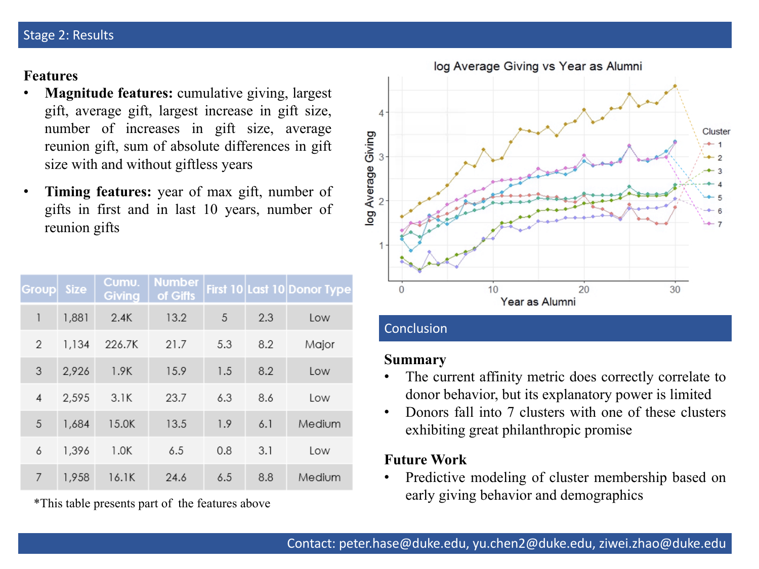## Stage 2: Results

**Features**

- **Magnitude features:** cumulative giving, largest gift, average gift, largest increase in gift size, number of increases in gift size, average reunion gift, sum of absolute differences in gift size with and without giftless years
- **Timing features:** year of max gift, number of gifts in first and in last 10 years, number of reunion gifts

| Group | Size | Cumu. Giving | Number of Gifts | First 10 | Last 10 | Donor Type |
|---|---|---|---|---|---|---|
| 1 | 1,881 | 2.4K | 13.2 | 5 | 2.3 | Low |
| 2 | 1,134 | 226.7K | 21.7 | 5.3 | 8.2 | Major |
| 3 | 2,926 | 1.9K | 15.9 | 1.5 | 8.2 | Low |
| 4 | 2,595 | 3.1K | 23.7 | 6.3 | 8.6 | Low |
| 5 | 1,684 | 15.0K | 13.5 | 1.9 | 6.1 | Medium |
| 6 | 1,396 | 1.0K | 6.5 | 0.8 | 3.1 | Low |
| 7 | 1,958 | 16.1K | 24.6 | 6.5 | 8.8 | Medium |

*This table presents part of the features above

log Average Giving vs Year as Alumni

log Average Giving

Year as Alumni

0 10 20 30

1 2 3 4

Cluster: 1, 2, 3, 4, 5, 6, 7

## Conclusion

**Summary**

- The current affinity metric does correctly correlate to donor behavior, but its explanatory power is limited
- Donors fall into 7 clusters with one of these clusters exhibiting great philanthropic promise

**Future Work**

- Predictive modeling of cluster membership based on early giving behavior and demographics

Contact: peter.hase@duke.edu, yu.chen2@duke.edu, ziwei.zhao@duke.edu